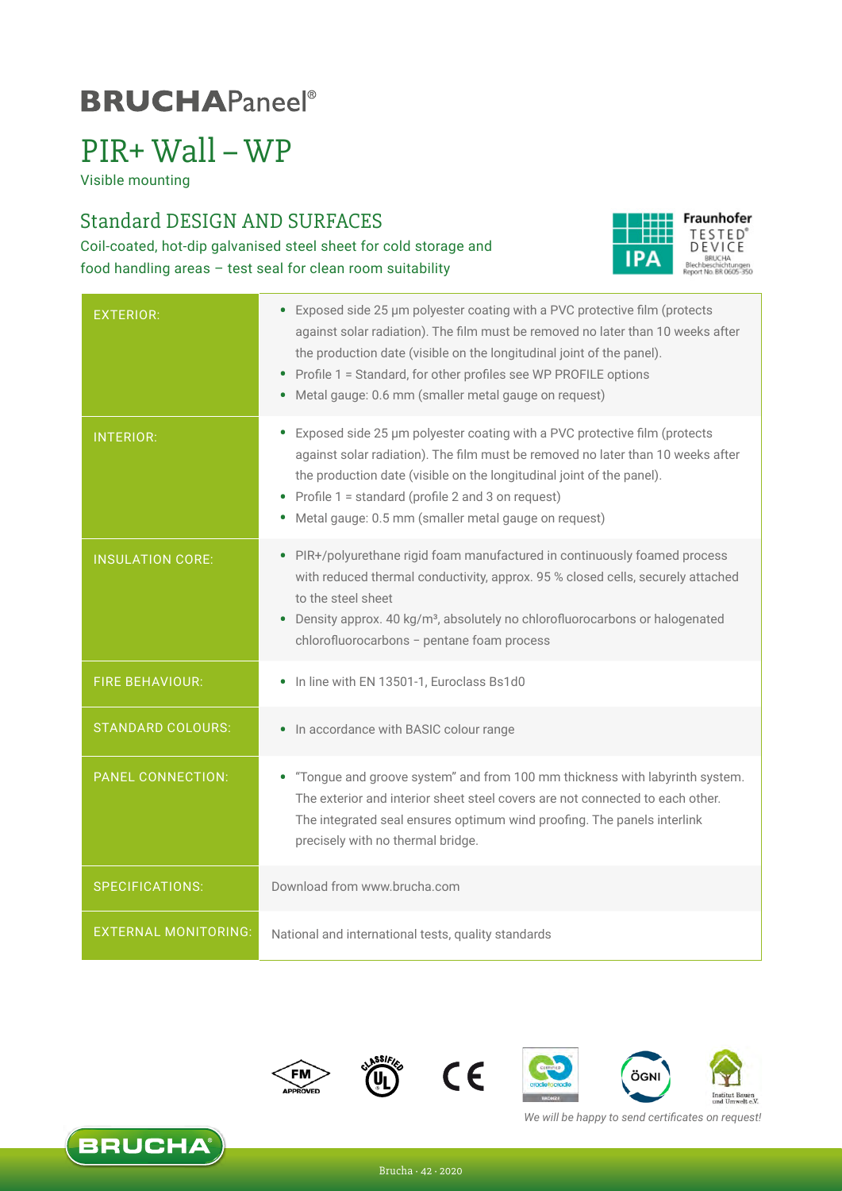# BRUCHAPaneel®

# PIR+ Wall – WP

Visible mounting

## Standard DESIGN AND SURFACES

Coil-coated, hot-dip galvanised steel sheet for cold storage and food handling areas – test seal for clean room suitability

Fraunhofer TESTED® DEVICE
IPA
BRUCHA Blechbeschichtungen Report No. BR 0605-350

| | |
|---|---|
| EXTERIOR: | • Exposed side 25 µm polyester coating with a PVC protective film (protects against solar radiation). The film must be removed no later than 10 weeks after the production date (visible on the longitudinal joint of the panel).<br>• Profile 1 = Standard, for other profiles see WP PROFILE options<br>• Metal gauge: 0.6 mm (smaller metal gauge on request) |
| INTERIOR: | • Exposed side 25 µm polyester coating with a PVC protective film (protects against solar radiation). The film must be removed no later than 10 weeks after the production date (visible on the longitudinal joint of the panel).<br>• Profile 1 = standard (profile 2 and 3 on request)<br>• Metal gauge: 0.5 mm (smaller metal gauge on request) |
| INSULATION CORE: | • PIR+/polyurethane rigid foam manufactured in continuously foamed process with reduced thermal conductivity, approx. 95 % closed cells, securely attached to the steel sheet<br>• Density approx. 40 kg/m³, absolutely no chlorofluorocarbons or halogenated chlorofluorocarbons – pentane foam process |
| FIRE BEHAVIOUR: | • In line with EN 13501-1, Euroclass Bs1d0 |
| STANDARD COLOURS: | • In accordance with BASIC colour range |
| PANEL CONNECTION: | • "Tongue and groove system" and from 100 mm thickness with labyrinth system. The exterior and interior sheet steel covers are not connected to each other. The integrated seal ensures optimum wind proofing. The panels interlink precisely with no thermal bridge. |
| SPECIFICATIONS: | Download from www.brucha.com |
| EXTERNAL MONITORING: | National and international tests, quality standards |

*We will be happy to send certificates on request!*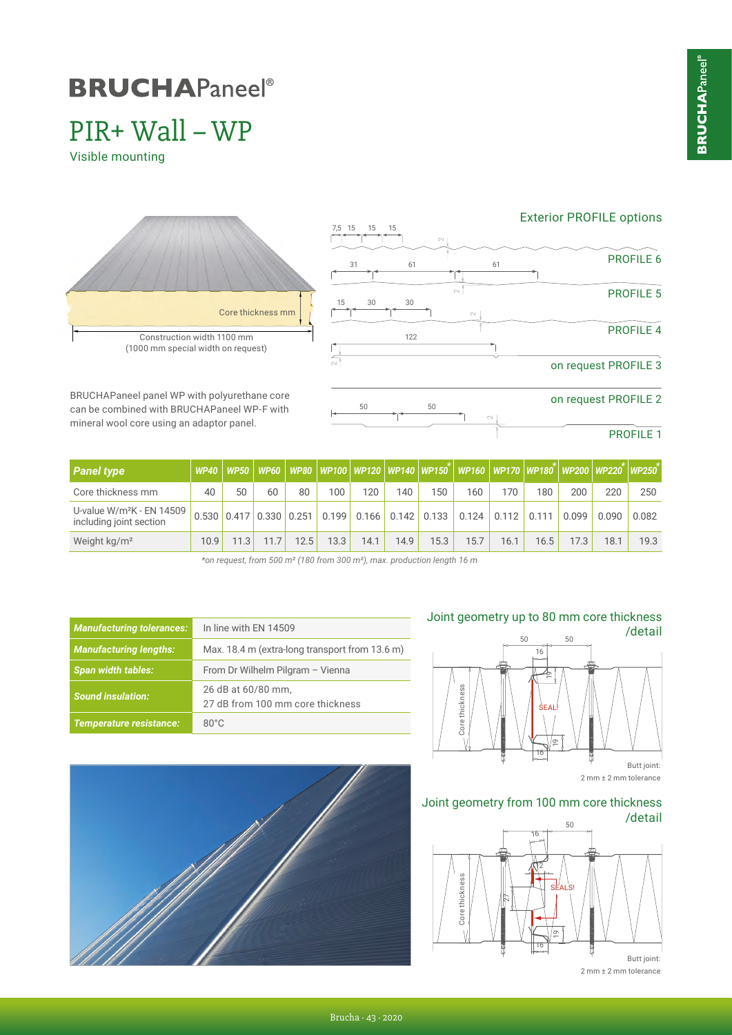# BRUCHAPaneel®

## PIR+ Wall – WP

Visible mounting

Core thickness mm

Construction width 1100 mm
(1000 mm special width on request)

BRUCHAPaneel panel WP with polyurethane core can be combined with BRUCHAPaneel WP-F with mineral wool core using an adaptor panel.

### Exterior PROFILE options

7,5 15 15 15
2

PROFILE 6

31 61 61
2

PROFILE 5

15 30 30
2

PROFILE 4

122
2

on request PROFILE 3

on request PROFILE 2

50 50
2

PROFILE 1

| Panel type | WP40 | WP50 | WP60 | WP80 | WP100 | WP120 | WP140 | WP150* | WP160 | WP170 | WP180* | WP200 | WP220* | WP250* |
|---|---|---|---|---|---|---|---|---|---|---|---|---|---|---|
| Core thickness mm | 40 | 50 | 60 | 80 | 100 | 120 | 140 | 150 | 160 | 170 | 180 | 200 | 220 | 250 |
| U-value W/m²K - EN 14509 including joint section | 0.530 | 0.417 | 0.330 | 0.251 | 0.199 | 0.166 | 0.142 | 0.133 | 0.124 | 0.112 | 0.111 | 0.099 | 0.090 | 0.082 |
| Weight kg/m² | 10.9 | 11.3 | 11.7 | 12.5 | 13.3 | 14.1 | 14.9 | 15.3 | 15.7 | 16.1 | 16.5 | 17.3 | 18.1 | 19.3 |

*on request, from 500 m² (180 from 300 m²), max. production length 16 m

| | |
|---|---|
| ***Manufacturing tolerances:*** | In line with EN 14509 |
| ***Manufacturing lengths:*** | Max. 18.4 m (extra-long transport from 13.6 m) |
| ***Span width tables:*** | From Dr Wilhelm Pilgram – Vienna |
| ***Sound insulation:*** | 26 dB at 60/80 mm, 27 dB from 100 mm core thickness |
| ***Temperature resistance:*** | 80°C |

### Joint geometry up to 80 mm core thickness /detail

50 50
16
19
SEAL!
Core thickness
19
16

Butt joint:
2 mm ± 2 mm tolerance

### Joint geometry from 100 mm core thickness /detail

16 50
2
SEALS!
27
Core thickness
19
16

Butt joint:
2 mm ± 2 mm tolerance